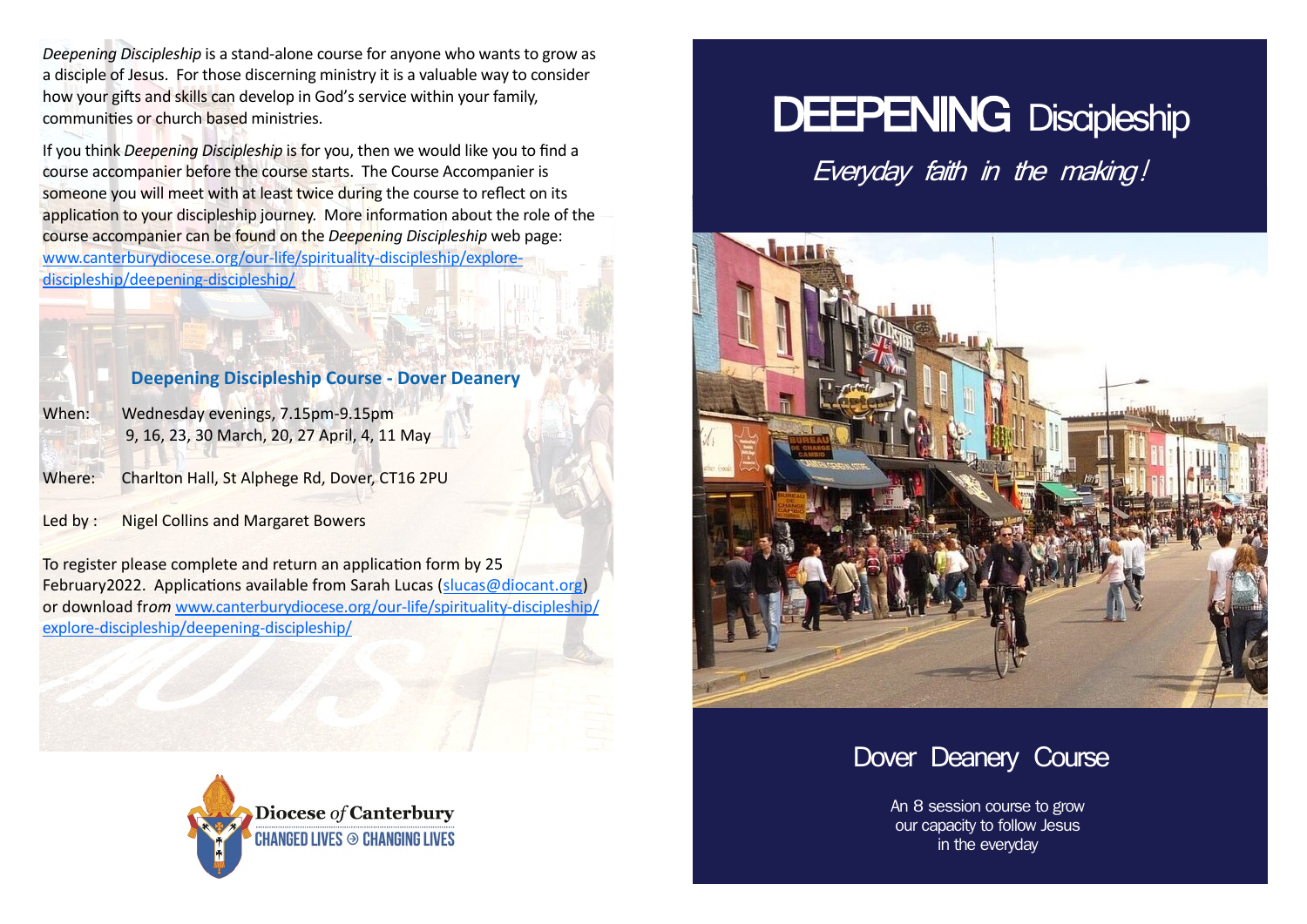*Deepening Discipleship* is a stand-alone course for anyone who wants to grow as a disciple of Jesus. For those discerning ministry it is a valuable way to consider how your gifts and skills can develop in God's service within your family, communities or church based ministries.

If you think *Deepening Discipleship* is for you, then we would like you to find a course accompanier before the course starts. The Course Accompanier is someone you will meet with at least twice during the course to reflect on its application to your discipleship journey. More information about the role of the course accompanier can be found on the *Deepening Discipleship* web page: www.canterburydiocese.org/our-life/spirituality-discipleship/explore-discipleship/deepening-discipleship/

### Deepening Discipleship Course - Dover Deanery

When: Wednesday evenings, 7.15pm-9.15pm
9, 16, 23, 30 March, 20, 27 April, 4, 11 May

Where: Charlton Hall, St Alphege Rd, Dover, CT16 2PU

Led by : Nigel Collins and Margaret Bowers

To register please complete and return an application form by 25 February2022. Applications available from Sarah Lucas (slucas@diocant.org) or download fr*om* www.canterburydiocese.org/our-life/spirituality-discipleship/explore-discipleship/deepening-discipleship/

**Diocese *of* Canterbury**
CHANGED LIVES CHANGING LIVES

# DEEPENING Discipleship

*Everyday faith in the making!*

## Dover Deanery Course

An 8 session course to grow our capacity to follow Jesus in the everyday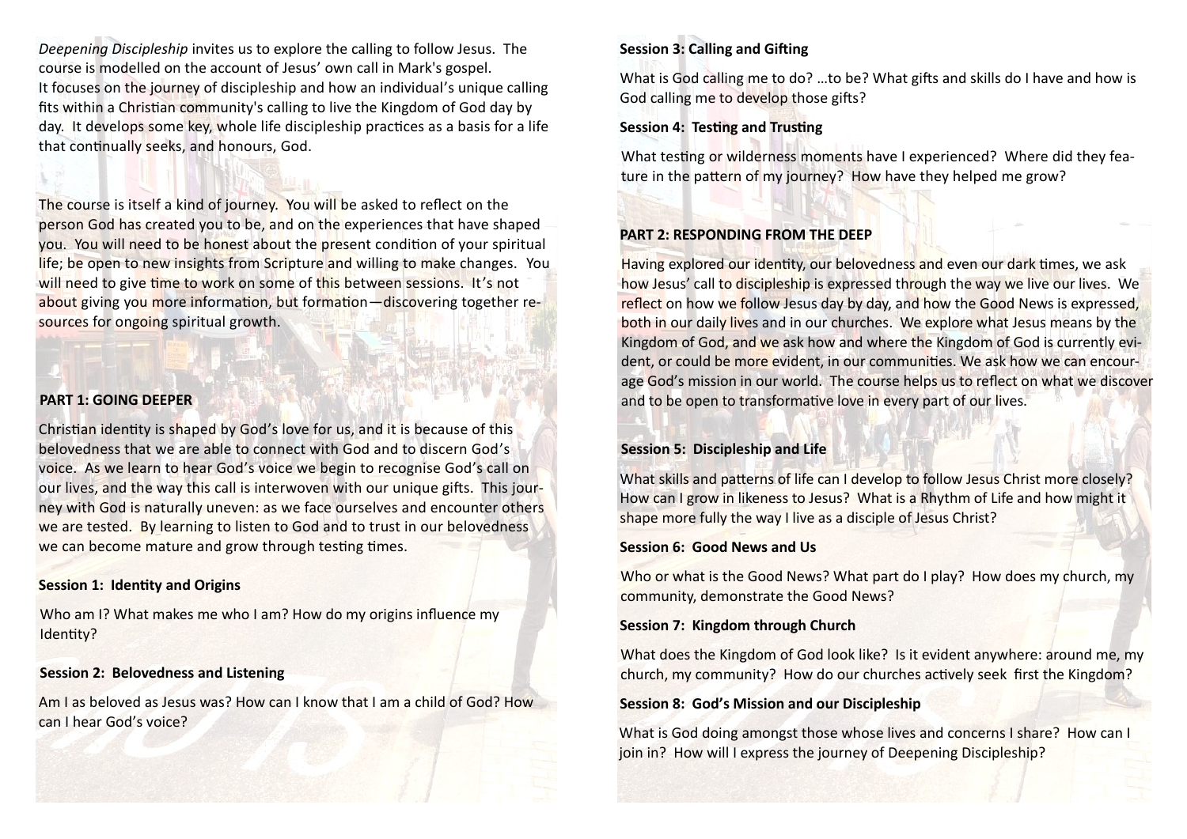*Deepening Discipleship* invites us to explore the calling to follow Jesus. The course is modelled on the account of Jesus' own call in Mark's gospel. It focuses on the journey of discipleship and how an individual's unique calling fits within a Christian community's calling to live the Kingdom of God day by day. It develops some key, whole life discipleship practices as a basis for a life that continually seeks, and honours, God.

The course is itself a kind of journey. You will be asked to reflect on the person God has created you to be, and on the experiences that have shaped you. You will need to be honest about the present condition of your spiritual life; be open to new insights from Scripture and willing to make changes. You will need to give time to work on some of this between sessions. It's not about giving you more information, but formation—discovering together resources for ongoing spiritual growth.

## PART 1: GOING DEEPER

Christian identity is shaped by God's love for us, and it is because of this belovedness that we are able to connect with God and to discern God's voice. As we learn to hear God's voice we begin to recognise God's call on our lives, and the way this call is interwoven with our unique gifts. This journey with God is naturally uneven: as we face ourselves and encounter others we are tested. By learning to listen to God and to trust in our belovedness we can become mature and grow through testing times.

### Session 1: Identity and Origins

Who am I? What makes me who I am? How do my origins influence my Identity?

### Session 2: Belovedness and Listening

Am I as beloved as Jesus was? How can I know that I am a child of God? How can I hear God's voice?

### Session 3: Calling and Gifting

What is God calling me to do? …to be? What gifts and skills do I have and how is God calling me to develop those gifts?

### Session 4: Testing and Trusting

What testing or wilderness moments have I experienced? Where did they feature in the pattern of my journey? How have they helped me grow?

## PART 2: RESPONDING FROM THE DEEP

Having explored our identity, our belovedness and even our dark times, we ask how Jesus' call to discipleship is expressed through the way we live our lives. We reflect on how we follow Jesus day by day, and how the Good News is expressed, both in our daily lives and in our churches. We explore what Jesus means by the Kingdom of God, and we ask how and where the Kingdom of God is currently evident, or could be more evident, in our communities. We ask how we can encourage God's mission in our world. The course helps us to reflect on what we discover and to be open to transformative love in every part of our lives.

### Session 5: Discipleship and Life

What skills and patterns of life can I develop to follow Jesus Christ more closely? How can I grow in likeness to Jesus? What is a Rhythm of Life and how might it shape more fully the way I live as a disciple of Jesus Christ?

### Session 6: Good News and Us

Who or what is the Good News? What part do I play? How does my church, my community, demonstrate the Good News?

### Session 7: Kingdom through Church

What does the Kingdom of God look like? Is it evident anywhere: around me, my church, my community? How do our churches actively seek first the Kingdom?

### Session 8: God's Mission and our Discipleship

What is God doing amongst those whose lives and concerns I share? How can I join in? How will I express the journey of Deepening Discipleship?